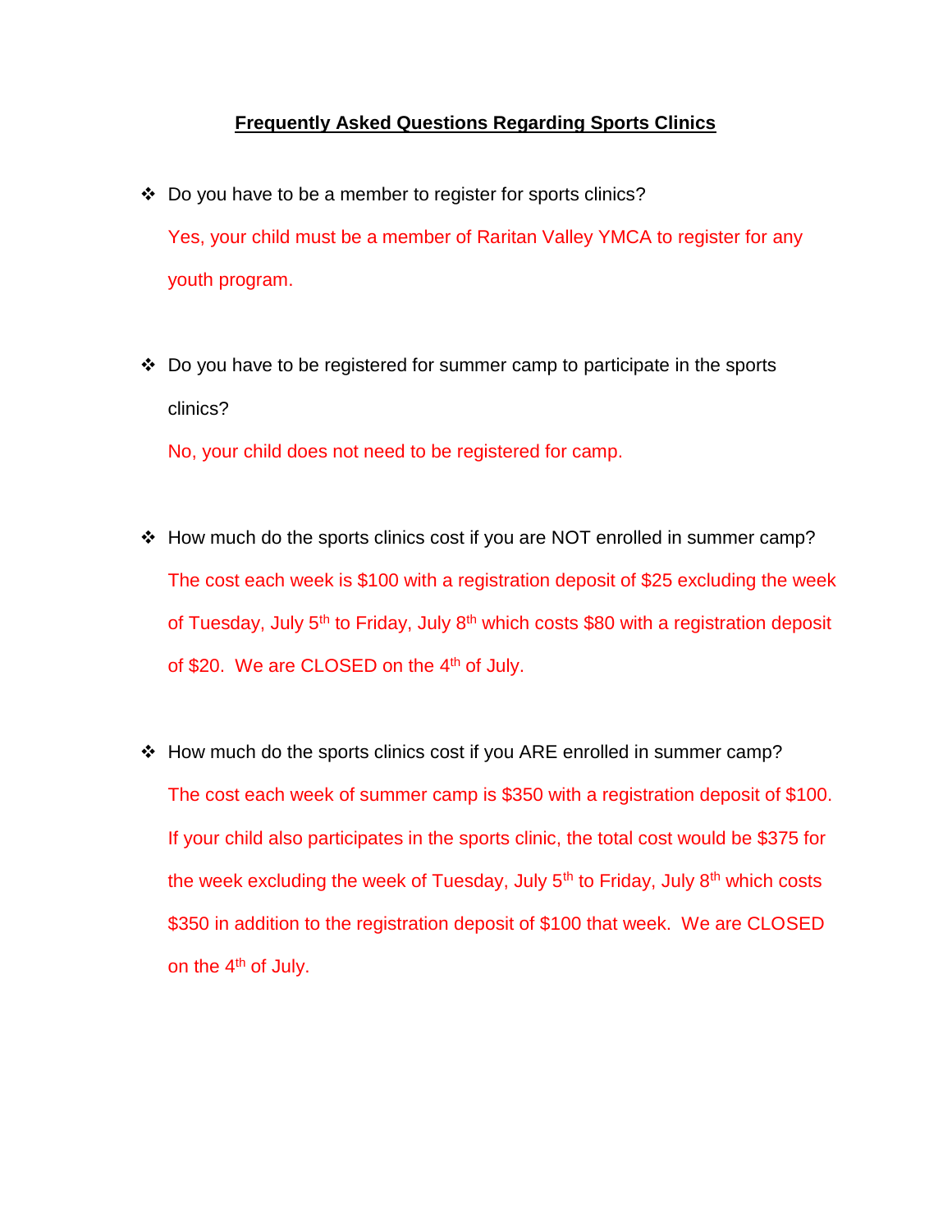**Frequently Asked Questions Regarding Sports Clinics**

- Do you have to be a member to register for sports clinics?

  Yes, your child must be a member of Raritan Valley YMCA to register for any youth program.

- Do you have to be registered for summer camp to participate in the sports clinics?

  No, your child does not need to be registered for camp.

- How much do the sports clinics cost if you are NOT enrolled in summer camp?

  The cost each week is $100 with a registration deposit of $25 excluding the week of Tuesday, July 5th to Friday, July 8th which costs $80 with a registration deposit of $20. We are CLOSED on the 4th of July.

- How much do the sports clinics cost if you ARE enrolled in summer camp?

  The cost each week of summer camp is $350 with a registration deposit of $100. If your child also participates in the sports clinic, the total cost would be $375 for the week excluding the week of Tuesday, July 5th to Friday, July 8th which costs $350 in addition to the registration deposit of $100 that week. We are CLOSED on the 4th of July.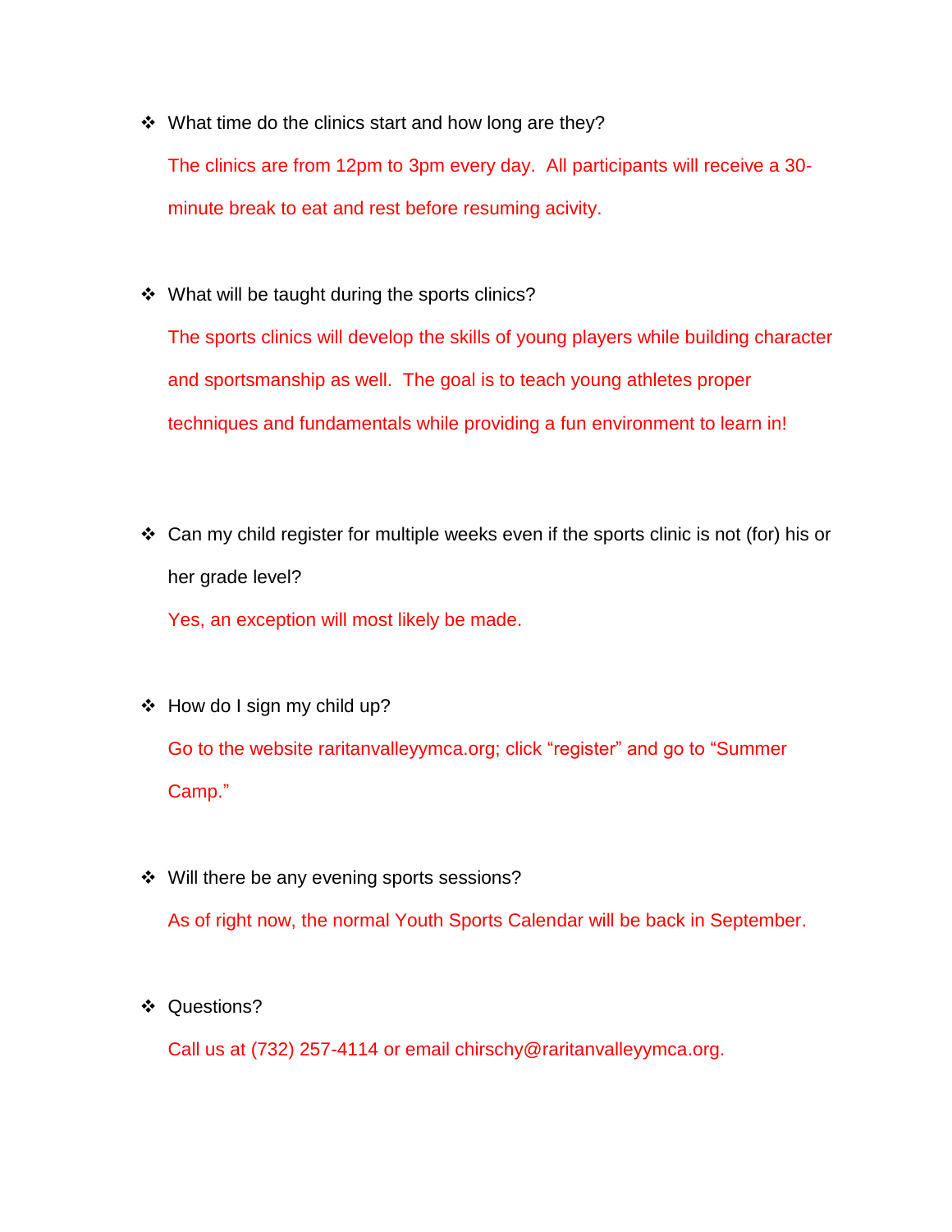- What time do the clinics start and how long are they?

  The clinics are from 12pm to 3pm every day. All participants will receive a 30-minute break to eat and rest before resuming acivity.

- What will be taught during the sports clinics?

  The sports clinics will develop the skills of young players while building character and sportsmanship as well. The goal is to teach young athletes proper techniques and fundamentals while providing a fun environment to learn in!

- Can my child register for multiple weeks even if the sports clinic is not (for) his or her grade level?

  Yes, an exception will most likely be made.

- How do I sign my child up?

  Go to the website raritanvalleyymca.org; click "register" and go to "Summer Camp."

- Will there be any evening sports sessions?

  As of right now, the normal Youth Sports Calendar will be back in September.

- Questions?

  Call us at (732) 257-4114 or email chirschy@raritanvalleyymca.org.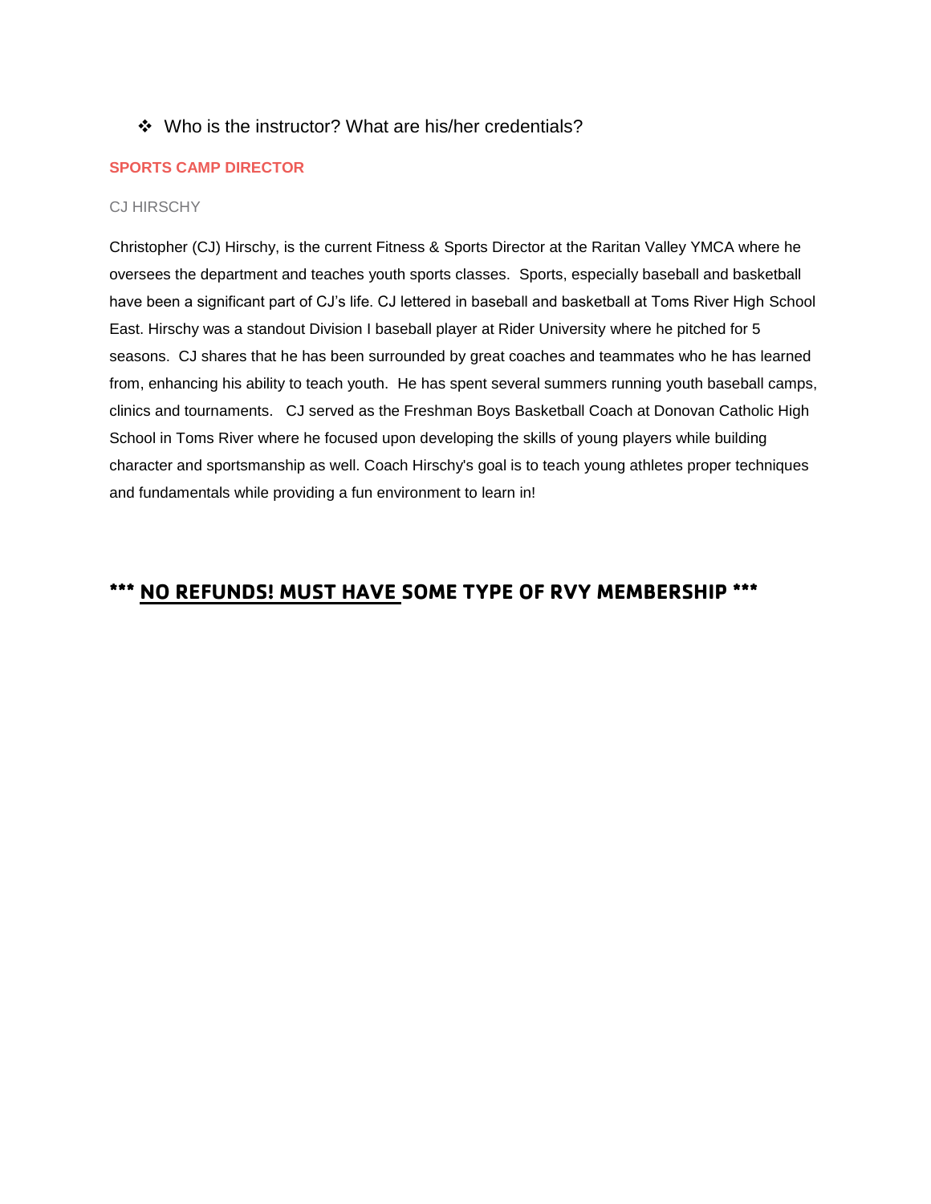- Who is the instructor? What are his/her credentials?

**SPORTS CAMP DIRECTOR**

CJ HIRSCHY

Christopher (CJ) Hirschy, is the current Fitness & Sports Director at the Raritan Valley YMCA where he oversees the department and teaches youth sports classes. Sports, especially baseball and basketball have been a significant part of CJ's life. CJ lettered in baseball and basketball at Toms River High School East. Hirschy was a standout Division I baseball player at Rider University where he pitched for 5 seasons. CJ shares that he has been surrounded by great coaches and teammates who he has learned from, enhancing his ability to teach youth. He has spent several summers running youth baseball camps, clinics and tournaments. CJ served as the Freshman Boys Basketball Coach at Donovan Catholic High School in Toms River where he focused upon developing the skills of young players while building character and sportsmanship as well. Coach Hirschy's goal is to teach young athletes proper techniques and fundamentals while providing a fun environment to learn in!

**\*\*\* NO REFUNDS! MUST HAVE SOME TYPE OF RVY MEMBERSHIP \*\*\***